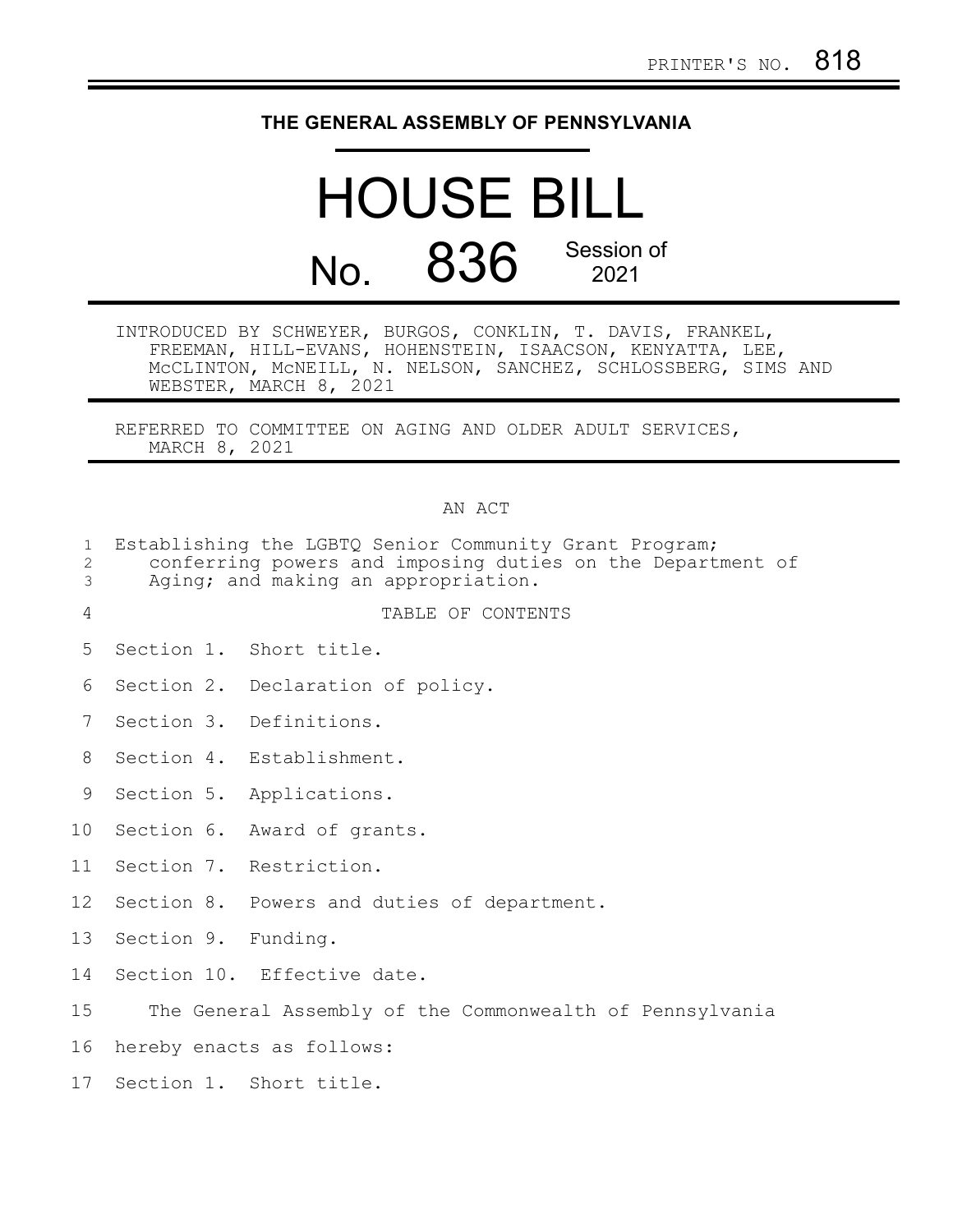PRINTER'S NO. 818

**THE GENERAL ASSEMBLY OF PENNSYLVANIA**

# HOUSE BILL

## No. 836 Session of 2021

INTRODUCED BY SCHWEYER, BURGOS, CONKLIN, T. DAVIS, FRANKEL, FREEMAN, HILL-EVANS, HOHENSTEIN, ISAACSON, KENYATTA, LEE, McCLINTON, McNEILL, N. NELSON, SANCHEZ, SCHLOSSBERG, SIMS AND WEBSTER, MARCH 8, 2021

REFERRED TO COMMITTEE ON AGING AND OLDER ADULT SERVICES, MARCH 8, 2021

AN ACT

Establishing the LGBTQ Senior Community Grant Program; conferring powers and imposing duties on the Department of Aging; and making an appropriation.

TABLE OF CONTENTS

Section 1. Short title.

Section 2. Declaration of policy.

Section 3. Definitions.

Section 4. Establishment.

Section 5. Applications.

Section 6. Award of grants.

Section 7. Restriction.

Section 8. Powers and duties of department.

Section 9. Funding.

Section 10. Effective date.

The General Assembly of the Commonwealth of Pennsylvania hereby enacts as follows:

Section 1. Short title.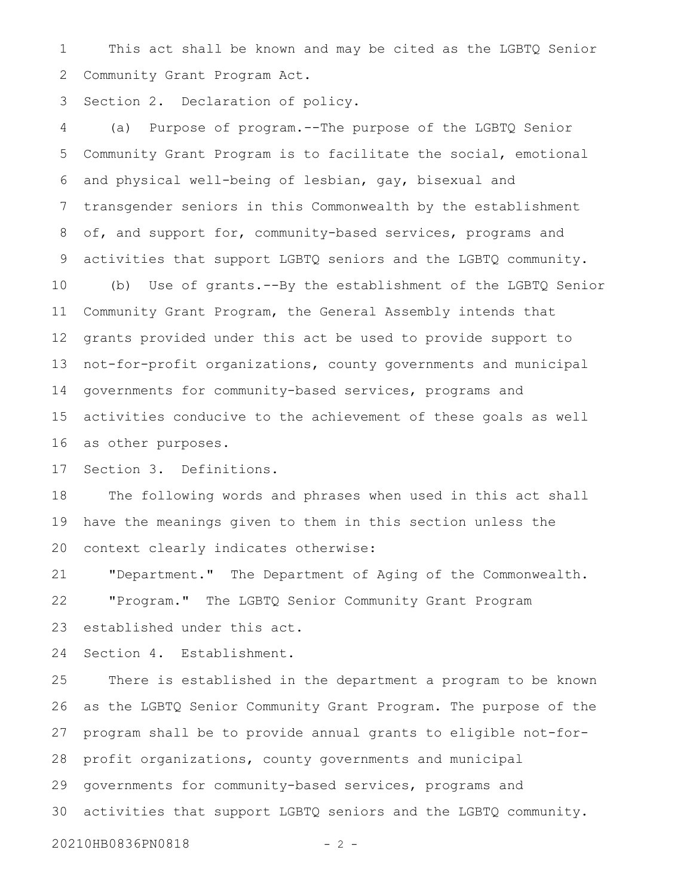This act shall be known and may be cited as the LGBTQ Senior Community Grant Program Act.

Section 2. Declaration of policy.

(a) Purpose of program.--The purpose of the LGBTQ Senior Community Grant Program is to facilitate the social, emotional and physical well-being of lesbian, gay, bisexual and transgender seniors in this Commonwealth by the establishment of, and support for, community-based services, programs and activities that support LGBTQ seniors and the LGBTQ community.

(b) Use of grants.--By the establishment of the LGBTQ Senior Community Grant Program, the General Assembly intends that grants provided under this act be used to provide support to not-for-profit organizations, county governments and municipal governments for community-based services, programs and activities conducive to the achievement of these goals as well as other purposes.

Section 3. Definitions.

The following words and phrases when used in this act shall have the meanings given to them in this section unless the context clearly indicates otherwise:

"Department." The Department of Aging of the Commonwealth.

"Program." The LGBTQ Senior Community Grant Program established under this act.

Section 4. Establishment.

There is established in the department a program to be known as the LGBTQ Senior Community Grant Program. The purpose of the program shall be to provide annual grants to eligible not-for-profit organizations, county governments and municipal governments for community-based services, programs and activities that support LGBTQ seniors and the LGBTQ community.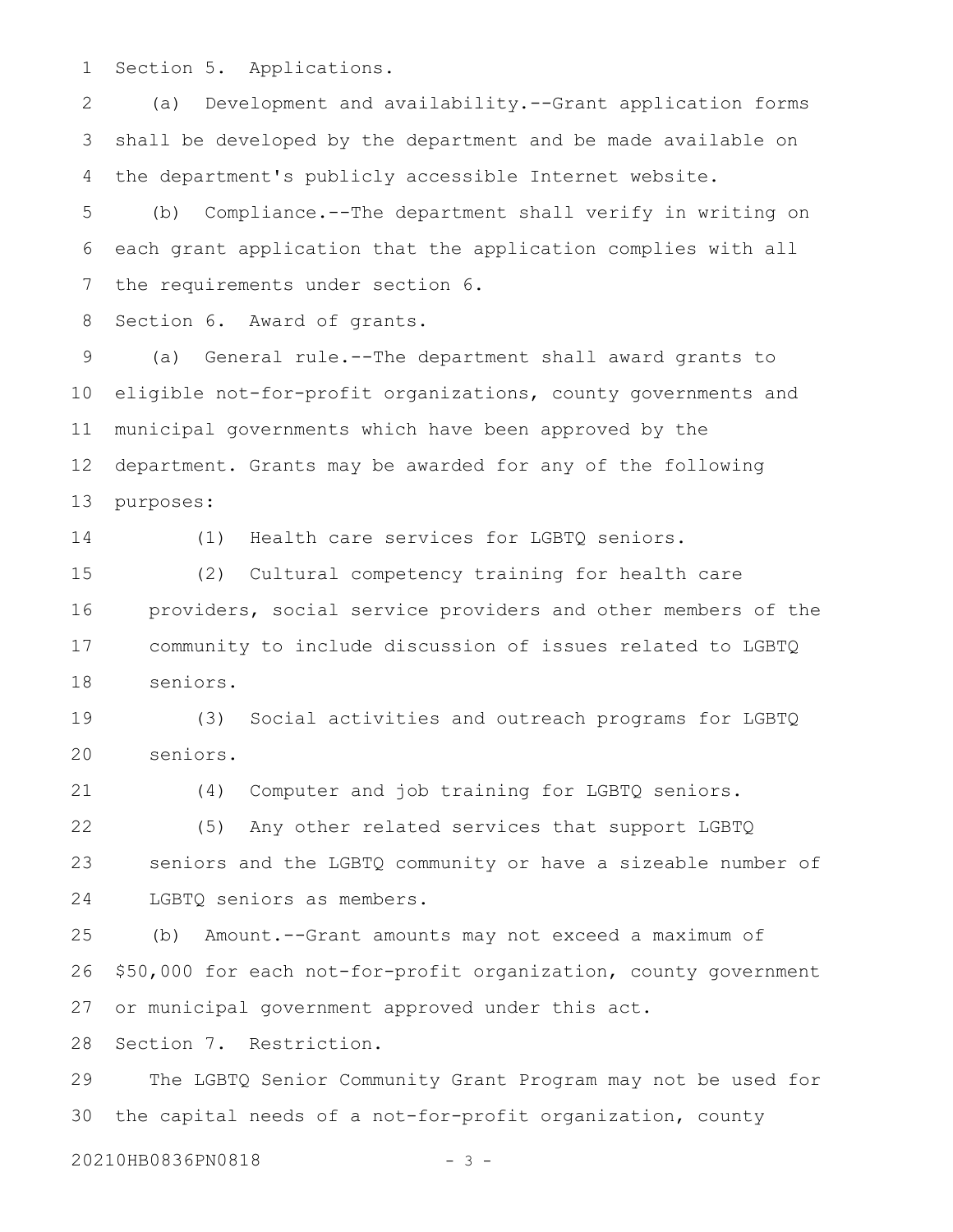Section 5. Applications.

(a) Development and availability.--Grant application forms shall be developed by the department and be made available on the department's publicly accessible Internet website.

(b) Compliance.--The department shall verify in writing on each grant application that the application complies with all the requirements under section 6.

Section 6. Award of grants.

(a) General rule.--The department shall award grants to eligible not-for-profit organizations, county governments and municipal governments which have been approved by the department. Grants may be awarded for any of the following purposes:

(1) Health care services for LGBTQ seniors.

(2) Cultural competency training for health care providers, social service providers and other members of the community to include discussion of issues related to LGBTQ seniors.

(3) Social activities and outreach programs for LGBTQ seniors.

(4) Computer and job training for LGBTQ seniors.

(5) Any other related services that support LGBTQ seniors and the LGBTQ community or have a sizeable number of LGBTQ seniors as members.

(b) Amount.--Grant amounts may not exceed a maximum of $50,000 for each not-for-profit organization, county government or municipal government approved under this act.

Section 7. Restriction.

The LGBTQ Senior Community Grant Program may not be used for the capital needs of a not-for-profit organization, county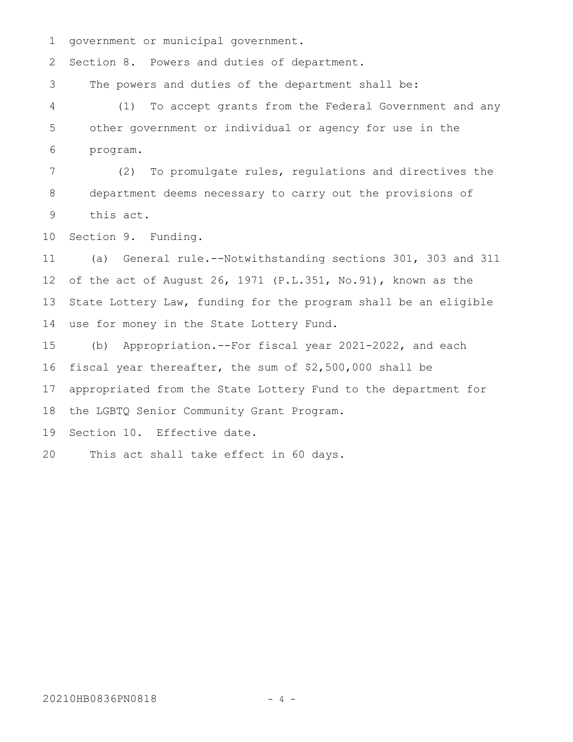government or municipal government.

Section 8. Powers and duties of department.

The powers and duties of the department shall be:

(1) To accept grants from the Federal Government and any other government or individual or agency for use in the program.

(2) To promulgate rules, regulations and directives the department deems necessary to carry out the provisions of this act.

Section 9. Funding.

(a) General rule.--Notwithstanding sections 301, 303 and 311 of the act of August 26, 1971 (P.L.351, No.91), known as the State Lottery Law, funding for the program shall be an eligible use for money in the State Lottery Fund.

(b) Appropriation.--For fiscal year 2021-2022, and each fiscal year thereafter, the sum of $2,500,000 shall be appropriated from the State Lottery Fund to the department for the LGBTQ Senior Community Grant Program.

Section 10. Effective date.

This act shall take effect in 60 days.